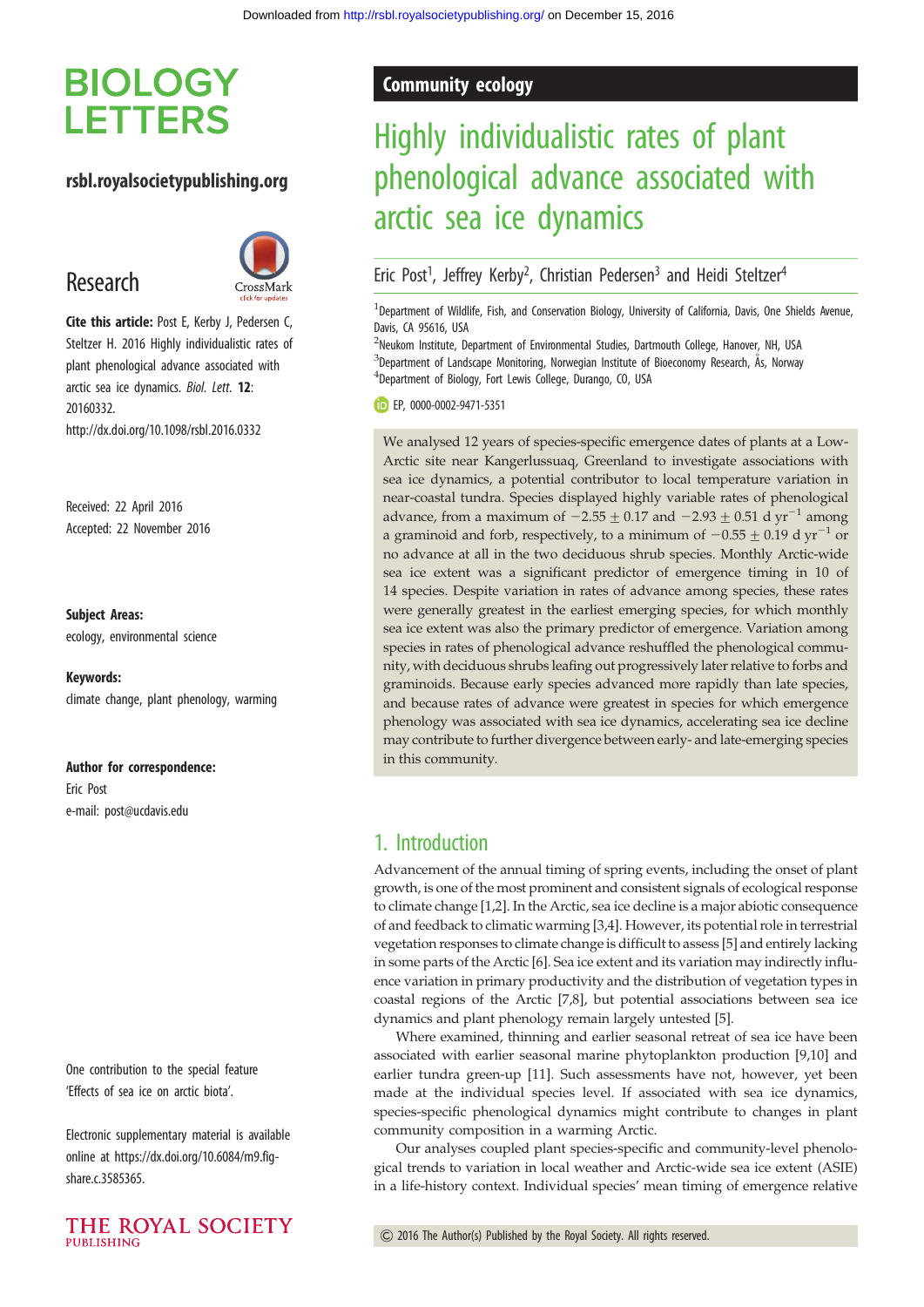# Highly individualistic rates of plant phenological advance associated with arctic sea ice dynamics

Eric Post[1], Jeffrey Kerby[2], Christian Pedersen[3] and Heidi Steltzer[4]

[1]Department of Wildlife, Fish, and Conservation Biology, University of California, Davis, One Shields Avenue, Davis, CA 95616, USA

[2]Neukom Institute, Department of Environmental Studies, Dartmouth College, Hanover, NH, USA

[3]Department of Landscape Monitoring, Norwegian Institute of Bioeconomy Research, Ås, Norway

[4]Department of Biology, Fort Lewis College, Durango, CO, USA

EP, 0000-0002-9471-5351

**Community ecology**

**Research**

**Cite this article:** Post E, Kerby J, Pedersen C, Steltzer H. 2016 Highly individualistic rates of plant phenological advance associated with arctic sea ice dynamics. *Biol. Lett.* **12**: 20160332. http://dx.doi.org/10.1098/rsbl.2016.0332

Received: 22 April 2016
Accepted: 22 November 2016

**Subject Areas:**
ecology, environmental science

**Keywords:**
climate change, plant phenology, warming

**Author for correspondence:**
Eric Post
e-mail: post@ucdavis.edu

One contribution to the special feature 'Effects of sea ice on arctic biota'.

Electronic supplementary material is available online at https://dx.doi.org/10.6084/m9.figshare.c.3585365.

We analysed 12 years of species-specific emergence dates of plants at a Low-Arctic site near Kangerlussuaq, Greenland to investigate associations with sea ice dynamics, a potential contributor to local temperature variation in near-coastal tundra. Species displayed highly variable rates of phenological advance, from a maximum of $-2.55 \pm 0.17$ and $-2.93 \pm 0.51$ d $yr^{-1}$ among a graminoid and forb, respectively, to a minimum of $-0.55 \pm 0.19$ d $yr^{-1}$ or no advance at all in the two deciduous shrub species. Monthly Arctic-wide sea ice extent was a significant predictor of emergence timing in 10 of 14 species. Despite variation in rates of advance among species, these rates were generally greatest in the earliest emerging species, for which monthly sea ice extent was also the primary predictor of emergence. Variation among species in rates of phenological advance reshuffled the phenological community, with deciduous shrubs leafing out progressively later relative to forbs and graminoids. Because early species advanced more rapidly than late species, and because rates of advance were greatest in species for which emergence phenology was associated with sea ice dynamics, accelerating sea ice decline may contribute to further divergence between early- and late-emerging species in this community.

## 1. Introduction

Advancement of the annual timing of spring events, including the onset of plant growth, is one of the most prominent and consistent signals of ecological response to climate change [1,2]. In the Arctic, sea ice decline is a major abiotic consequence of and feedback to climatic warming [3,4]. However, its potential role in terrestrial vegetation responses to climate change is difficult to assess [5] and entirely lacking in some parts of the Arctic [6]. Sea ice extent and its variation may indirectly influence variation in primary productivity and the distribution of vegetation types in coastal regions of the Arctic [7,8], but potential associations between sea ice dynamics and plant phenology remain largely untested [5].

Where examined, thinning and earlier seasonal retreat of sea ice have been associated with earlier seasonal marine phytoplankton production [9,10] and earlier tundra green-up [11]. Such assessments have not, however, yet been made at the individual species level. If associated with sea ice dynamics, species-specific phenological dynamics might contribute to changes in plant community composition in a warming Arctic.

Our analyses coupled plant species-specific and community-level phenological trends to variation in local weather and Arctic-wide sea ice extent (ASIE) in a life-history context. Individual species' mean timing of emergence relative

© 2016 The Author(s) Published by the Royal Society. All rights reserved.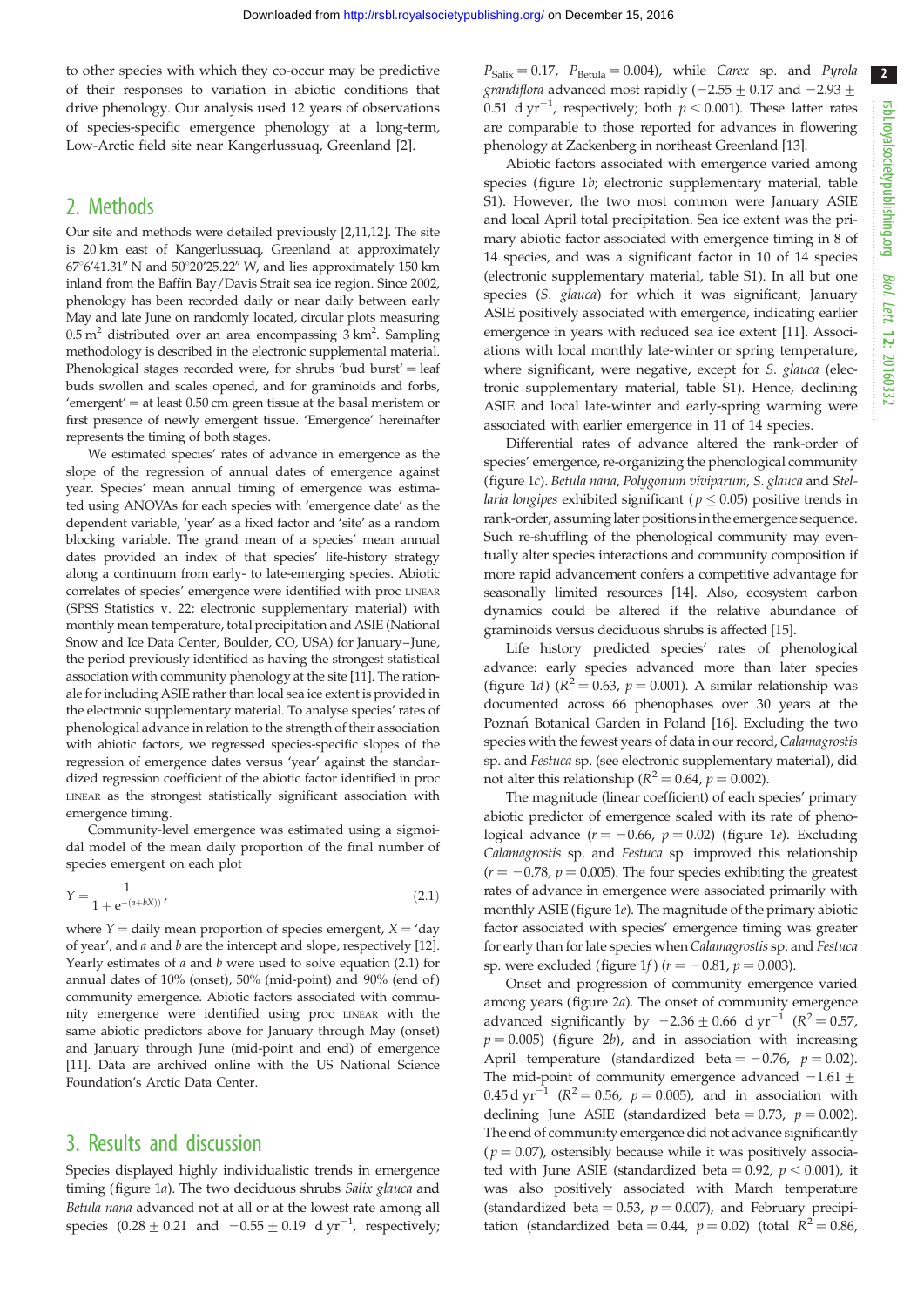to other species with which they co-occur may be predictive of their responses to variation in abiotic conditions that drive phenology. Our analysis used 12 years of observations of species-specific emergence phenology at a long-term, Low-Arctic field site near Kangerlussuaq, Greenland [2].

## 2. Methods

Our site and methods were detailed previously [2,11,12]. The site is 20 km east of Kangerlussuaq, Greenland at approximately 67°6′41.31″ N and 50°20′25.22″ W, and lies approximately 150 km inland from the Baffin Bay/Davis Strait sea ice region. Since 2002, phenology has been recorded daily or near daily between early May and late June on randomly located, circular plots measuring $0.5\ m^2$ distributed over an area encompassing $3\ km^2$. Sampling methodology is described in the electronic supplemental material. Phenological stages recorded were, for shrubs 'bud burst' = leaf buds swollen and scales opened, and for graminoids and forbs, 'emergent' = at least 0.50 cm green tissue at the basal meristem or first presence of newly emergent tissue. 'Emergence' hereinafter represents the timing of both stages.

We estimated species' rates of advance in emergence as the slope of the regression of annual dates of emergence against year. Species' mean annual timing of emergence was estimated using ANOVAs for each species with 'emergence date' as the dependent variable, 'year' as a fixed factor and 'site' as a random blocking variable. The grand mean of a species' mean annual dates provided an index of that species' life-history strategy along a continuum from early- to late-emerging species. Abiotic correlates of species' emergence were identified with proc LINEAR (SPSS Statistics v. 22; electronic supplementary material) with monthly mean temperature, total precipitation and ASIE (National Snow and Ice Data Center, Boulder, CO, USA) for January–June, the period previously identified as having the strongest statistical association with community phenology at the site [11]. The rationale for including ASIE rather than local sea ice extent is provided in the electronic supplementary material. To analyse species' rates of phenological advance in relation to the strength of their association with abiotic factors, we regressed species-specific slopes of the regression of emergence dates versus 'year' against the standardized regression coefficient of the abiotic factor identified in proc LINEAR as the strongest statistically significant association with emergence timing.

Community-level emergence was estimated using a sigmoidal model of the mean daily proportion of the final number of species emergent on each plot

$$Y = \frac{1}{1 + e^{-(a+bX))}}, \tag{2.1}$$

where $Y$ = daily mean proportion of species emergent, $X$ = 'day of year', and $a$ and $b$ are the intercept and slope, respectively [12]. Yearly estimates of $a$ and $b$ were used to solve equation (2.1) for annual dates of 10% (onset), 50% (mid-point) and 90% (end of) community emergence. Abiotic factors associated with community emergence were identified using proc LINEAR with the same abiotic predictors above for January through May (onset) and January through June (mid-point and end) of emergence [11]. Data are archived online with the US National Science Foundation's Arctic Data Center.

## 3. Results and discussion

Species displayed highly individualistic trends in emergence timing (figure 1*a*). The two deciduous shrubs *Salix glauca* and *Betula nana* advanced not at all or at the lowest rate among all species ($0.28 \pm 0.21$ and $-0.55 \pm 0.19\ d\ yr^{-1}$, respectively; $P_{Salix} = 0.17$, $P_{Betula} = 0.004$), while *Carex* sp. and *Pyrola grandiflora* advanced most rapidly ($-2.55 \pm 0.17$ and $-2.93 \pm 0.51\ d\ yr^{-1}$, respectively; both $p < 0.001$). These latter rates are comparable to those reported for advances in flowering phenology at Zackenberg in northeast Greenland [13].

Abiotic factors associated with emergence varied among species (figure 1*b*; electronic supplementary material, table S1). However, the two most common were January ASIE and local April total precipitation. Sea ice extent was the primary abiotic factor associated with emergence timing in 8 of 14 species, and was a significant factor in 10 of 14 species (electronic supplementary material, table S1). In all but one species (*S. glauca*) for which it was significant, January ASIE positively associated with emergence, indicating earlier emergence in years with reduced sea ice extent [11]. Associations with local monthly late-winter or spring temperature, where significant, were negative, except for *S. glauca* (electronic supplementary material, table S1). Hence, declining ASIE and local late-winter and early-spring warming were associated with earlier emergence in 11 of 14 species.

Differential rates of advance altered the rank-order of species' emergence, re-organizing the phenological community (figure 1*c*). *Betula nana*, *Polygonum viviparum*, *S. glauca* and *Stellaria longipes* exhibited significant ($p \leq 0.05$) positive trends in rank-order, assuming later positions in the emergence sequence. Such re-shuffling of the phenological community may eventually alter species interactions and community composition if more rapid advancement confers a competitive advantage for seasonally limited resources [14]. Also, ecosystem carbon dynamics could be altered if the relative abundance of graminoids versus deciduous shrubs is affected [15].

Life history predicted species' rates of phenological advance: early species advanced more than later species (figure 1*d*) ($R^2 = 0.63$, $p = 0.001$). A similar relationship was documented across 66 phenophases over 30 years at the Poznań Botanical Garden in Poland [16]. Excluding the two species with the fewest years of data in our record, *Calamagrostis* sp. and *Festuca* sp. (see electronic supplementary material), did not alter this relationship ($R^2 = 0.64$, $p = 0.002$).

The magnitude (linear coefficient) of each species' primary abiotic predictor of emergence scaled with its rate of phenological advance ($r = -0.66$, $p = 0.02$) (figure 1*e*). Excluding *Calamagrostis* sp. and *Festuca* sp. improved this relationship ($r = -0.78$, $p = 0.005$). The four species exhibiting the greatest rates of advance in emergence were associated primarily with monthly ASIE (figure 1*e*). The magnitude of the primary abiotic factor associated with species' emergence timing was greater for early than for late species when *Calamagrostis* sp. and *Festuca* sp. were excluded (figure 1*f*) ($r = -0.81$, $p = 0.003$).

Onset and progression of community emergence varied among years (figure 2*a*). The onset of community emergence advanced significantly by $-2.36 \pm 0.66\ d\ yr^{-1}$ ($R^2 = 0.57$, $p = 0.005$) (figure 2*b*), and in association with increasing April temperature (standardized beta = −0.76, $p = 0.02$). The mid-point of community emergence advanced $-1.61 \pm 0.45\ d\ yr^{-1}$ ($R^2 = 0.56$, $p = 0.005$), and in association with declining June ASIE (standardized beta = 0.73, $p = 0.002$). The end of community emergence did not advance significantly ($p = 0.07$), ostensibly because while it was positively associated with June ASIE (standardized beta = 0.92, $p < 0.001$), it was also positively associated with March temperature (standardized beta = 0.53, $p = 0.007$), and February precipitation (standardized beta = 0.44, $p = 0.02$) (total $R^2 = 0.86$,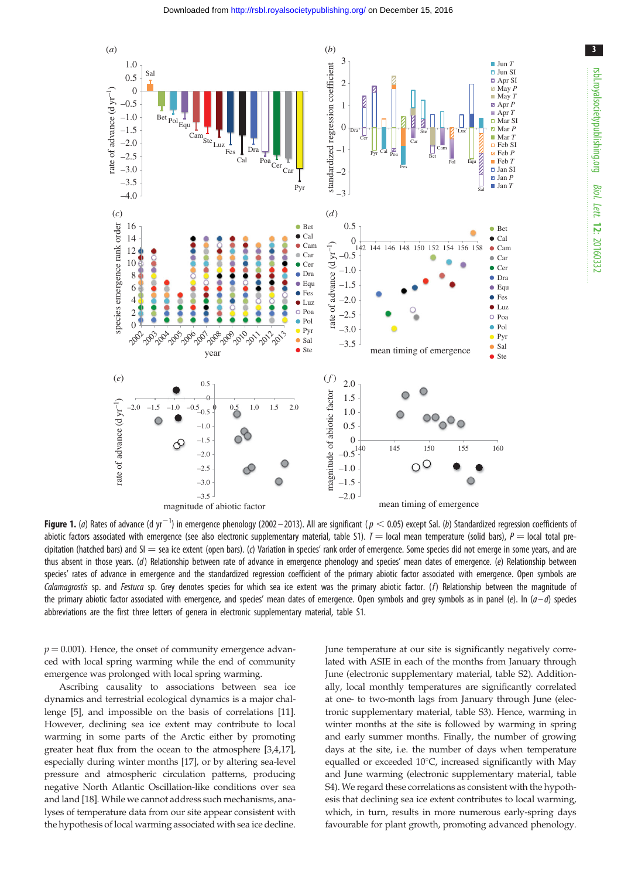**Figure 1.** (*a*) Rates of advance (d $yr^{-1}$) in emergence phenology (2002–2013). All are significant ($p < 0.05$) except Sal. (*b*) Standardized regression coefficients of abiotic factors associated with emergence (see also electronic supplementary material, table S1). $T$ = local mean temperature (solid bars), $P$ = local total precipitation (hatched bars) and SI = sea ice extent (open bars). (*c*) Variation in species' rank order of emergence. Some species did not emerge in some years, and are thus absent in those years. (*d*) Relationship between rate of advance in emergence phenology and species' mean dates of emergence. (*e*) Relationship between species' rates of advance in emergence and the standardized regression coefficient of the primary abiotic factor associated with emergence. Open symbols are *Calamagrostis* sp. and *Festuca* sp. Grey denotes species for which sea ice extent was the primary abiotic factor. (*f*) Relationship between the magnitude of the primary abiotic factor associated with emergence, and species' mean dates of emergence. Open symbols and grey symbols as in panel (*e*). In (*a–d*) species abbreviations are the first three letters of genera in electronic supplementary material, table S1.

$p = 0.001$). Hence, the onset of community emergence advanced with local spring warming while the end of community emergence was prolonged with local spring warming.

Ascribing causality to associations between sea ice dynamics and terrestrial ecological dynamics is a major challenge [5], and impossible on the basis of correlations [11]. However, declining sea ice extent may contribute to local warming in some parts of the Arctic either by promoting greater heat flux from the ocean to the atmosphere [3,4,17], especially during winter months [17], or by altering sea-level pressure and atmospheric circulation patterns, producing negative North Atlantic Oscillation-like conditions over sea and land [18]. While we cannot address such mechanisms, analyses of temperature data from our site appear consistent with the hypothesis of local warming associated with sea ice decline. June temperature at our site is significantly negatively correlated with ASIE in each of the months from January through June (electronic supplementary material, table S2). Additionally, local monthly temperatures are significantly correlated at one- to two-month lags from January through June (electronic supplementary material, table S3). Hence, warming in winter months at the site is followed by warming in spring and early summer months. Finally, the number of growing days at the site, i.e. the number of days when temperature equalled or exceeded 10°C, increased significantly with May and June warming (electronic supplementary material, table S4). We regard these correlations as consistent with the hypothesis that declining sea ice extent contributes to local warming, which, in turn, results in more numerous early-spring days favourable for plant growth, promoting advanced phenology.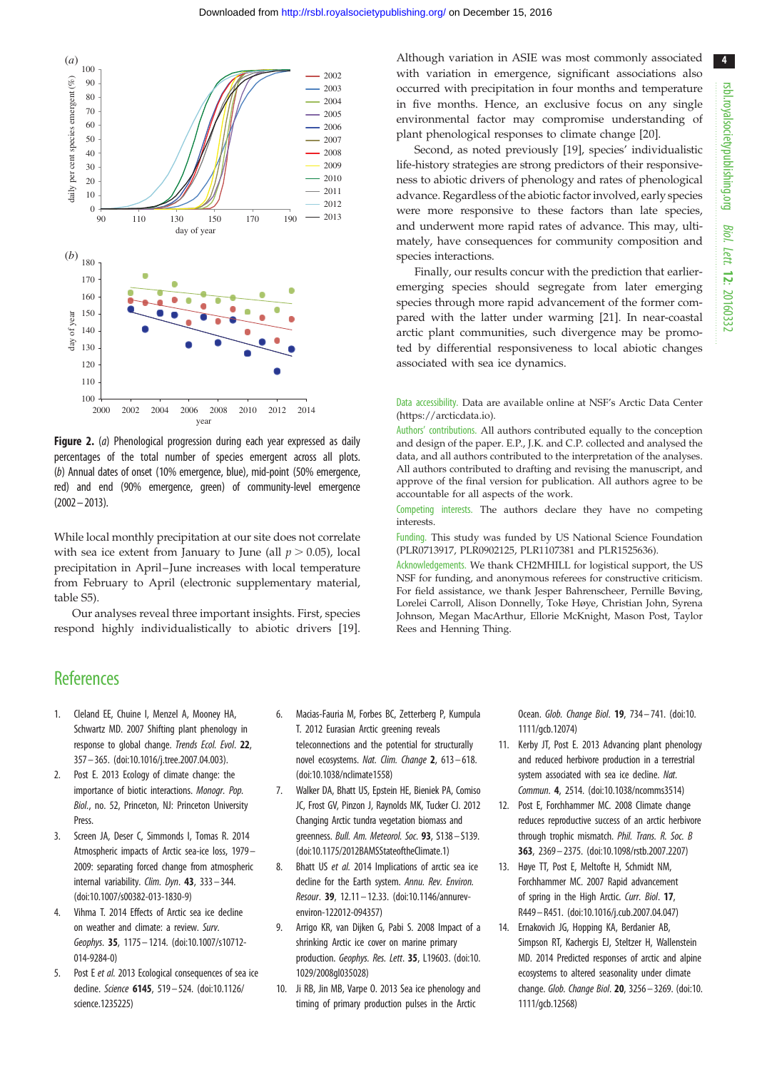Figure 2. (*a*) Phenological progression during each year expressed as daily percentages of the total number of species emergent across all plots. (*b*) Annual dates of onset (10% emergence, blue), mid-point (50% emergence, red) and end (90% emergence, green) of community-level emergence (2002–2013).

While local monthly precipitation at our site does not correlate with sea ice extent from January to June (all $p > 0.05$), local precipitation in April–June increases with local temperature from February to April (electronic supplementary material, table S5).

Our analyses reveal three important insights. First, species respond highly individualistically to abiotic drivers [19]. Although variation in ASIE was most commonly associated with variation in emergence, significant associations also occurred with precipitation in four months and temperature in five months. Hence, an exclusive focus on any single environmental factor may compromise understanding of plant phenological responses to climate change [20].

Second, as noted previously [19], species' individualistic life-history strategies are strong predictors of their responsiveness to abiotic drivers of phenology and rates of phenological advance. Regardless of the abiotic factor involved, early species were more responsive to these factors than late species, and underwent more rapid rates of advance. This may, ultimately, have consequences for community composition and species interactions.

Finally, our results concur with the prediction that earlier-emerging species should segregate from later emerging species through more rapid advancement of the former compared with the latter under warming [21]. In near-coastal arctic plant communities, such divergence may be promoted by differential responsiveness to local abiotic changes associated with sea ice dynamics.

Data accessibility. Data are available online at NSF's Arctic Data Center (https://arcticdata.io).

Authors' contributions. All authors contributed equally to the conception and design of the paper. E.P., J.K. and C.P. collected and analysed the data, and all authors contributed to the interpretation of the analyses. All authors contributed to drafting and revising the manuscript, and approve of the final version for publication. All authors agree to be accountable for all aspects of the work.

Competing interests. The authors declare they have no competing interests.

Funding. This study was funded by US National Science Foundation (PLR0713917, PLR0902125, PLR1107381 and PLR1525636).

Acknowledgements. We thank CH2MHILL for logistical support, the US NSF for funding, and anonymous referees for constructive criticism. For field assistance, we thank Jesper Bahrenscheer, Pernille Bøving, Lorelei Carroll, Alison Donnelly, Toke Høye, Christian John, Syrena Johnson, Megan MacArthur, Ellorie McKnight, Mason Post, Taylor Rees and Henning Thing.

## References

1. Cleland EE, Chuine I, Menzel A, Mooney HA, Schwartz MD. 2007 Shifting plant phenology in response to global change. *Trends Ecol. Evol.* **22**, 357–365. (doi:10.1016/j.tree.2007.04.003).
2. Post E. 2013 Ecology of climate change: the importance of biotic interactions. *Monogr. Pop. Biol.*, no. 52, Princeton, NJ: Princeton University Press.
3. Screen JA, Deser C, Simmonds I, Tomas R. 2014 Atmospheric impacts of Arctic sea-ice loss, 1979–2009: separating forced change from atmospheric internal variability. *Clim. Dyn.* **43**, 333–344. (doi:10.1007/s00382-013-1830-9)
4. Vihma T. 2014 Effects of Arctic sea ice decline on weather and climate: a review. *Surv. Geophys.* **35**, 1175–1214. (doi:10.1007/s10712-014-9284-0)
5. Post E *et al.* 2013 Ecological consequences of sea ice decline. *Science* **6145**, 519–524. (doi:10.1126/science.1235225)
6. Macias-Fauria M, Forbes BC, Zetterberg P, Kumpula T. 2012 Eurasian Arctic greening reveals teleconnections and the potential for structurally novel ecosystems. *Nat. Clim. Change* **2**, 613–618. (doi:10.1038/nclimate1558)
7. Walker DA, Bhatt US, Epstein HE, Bieniek PA, Comiso JC, Frost GV, Pinzon J, Raynolds MK, Tucker CJ. 2012 Changing Arctic tundra vegetation biomass and greenness. *Bull. Am. Meteorol. Soc.* **93**, S138–S139. (doi:10.1175/2012BAMSStateoftheClimate.1)
8. Bhatt US *et al.* 2014 Implications of arctic sea ice decline for the Earth system. *Annu. Rev. Environ. Resour.* **39**, 12.11–12.33. (doi:10.1146/annurev-environ-122012-094357)
9. Arrigo KR, van Dijken G, Pabi S. 2008 Impact of a shrinking Arctic ice cover on marine primary production. *Geophys. Res. Lett.* **35**, L19603. (doi:10.1029/2008gl035028)
10. Ji RB, Jin MB, Varpe O. 2013 Sea ice phenology and timing of primary production pulses in the Arctic Ocean. *Glob. Change Biol.* **19**, 734–741. (doi:10.1111/gcb.12074)
11. Kerby JT, Post E. 2013 Advancing plant phenology and reduced herbivore production in a terrestrial system associated with sea ice decline. *Nat. Commun.* **4**, 2514. (doi:10.1038/ncomms3514)
12. Post E, Forchhammer MC. 2008 Climate change reduces reproductive success of an arctic herbivore through trophic mismatch. *Phil. Trans. R. Soc. B* **363**, 2369–2375. (doi:10.1098/rstb.2007.2207)
13. Høye TT, Post E, Meltofte H, Schmidt NM, Forchhammer MC. 2007 Rapid advancement of spring in the High Arctic. *Curr. Biol.* **17**, R449–R451. (doi:10.1016/j.cub.2007.04.047)
14. Ernakovich JG, Hopping KA, Berdanier AB, Simpson RT, Kachergis EJ, Steltzer H, Wallenstein MD. 2014 Predicted responses of arctic and alpine ecosystems to altered seasonality under climate change. *Glob. Change Biol.* **20**, 3256–3269. (doi:10.1111/gcb.12568)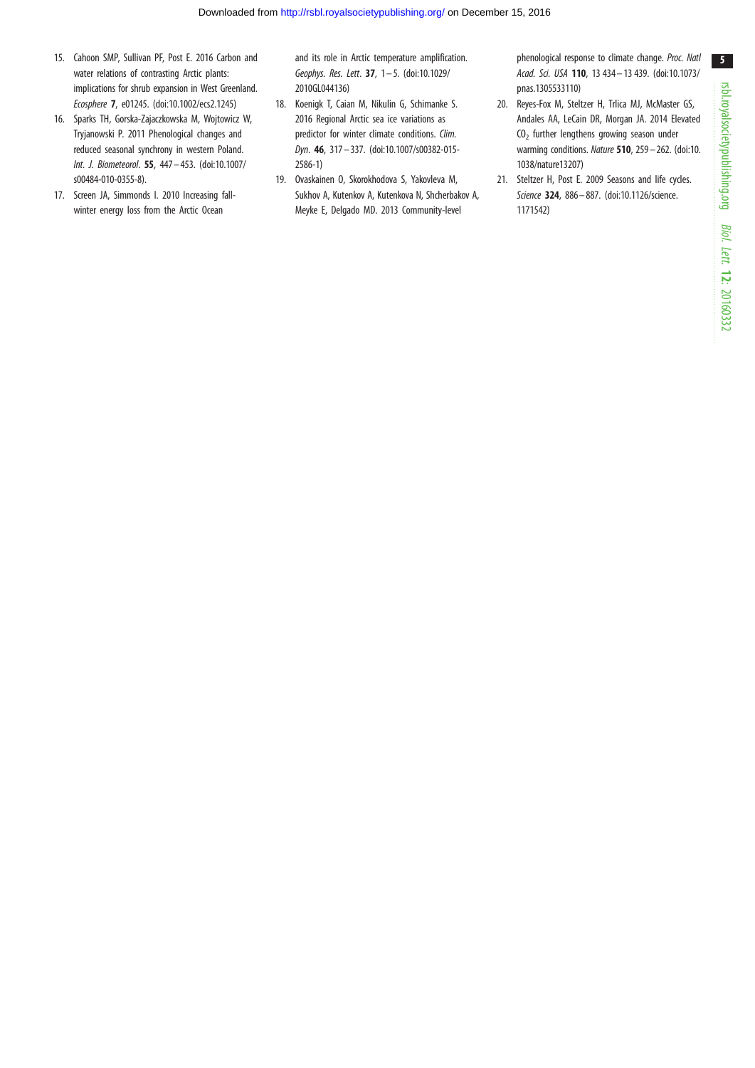15. Cahoon SMP, Sullivan PF, Post E. 2016 Carbon and water relations of contrasting Arctic plants: implications for shrub expansion in West Greenland. *Ecosphere* **7**, e01245. (doi:10.1002/ecs2.1245)
16. Sparks TH, Gorska-Zajaczkowska M, Wojtowicz W, Tryjanowski P. 2011 Phenological changes and reduced seasonal synchrony in western Poland. *Int. J. Biometeorol*. **55**, 447–453. (doi:10.1007/s00484-010-0355-8).
17. Screen JA, Simmonds I. 2010 Increasing fall-winter energy loss from the Arctic Ocean and its role in Arctic temperature amplification. *Geophys. Res. Lett*. **37**, 1–5. (doi:10.1029/2010GL044136)
18. Koenigk T, Caian M, Nikulin G, Schimanke S. 2016 Regional Arctic sea ice variations as predictor for winter climate conditions. *Clim. Dyn*. **46**, 317–337. (doi:10.1007/s00382-015-2586-1)
19. Ovaskainen O, Skorokhodova S, Yakovleva M, Sukhov A, Kutenkov A, Kutenkova N, Shcherbakov A, Meyke E, Delgado MD. 2013 Community-level phenological response to climate change. *Proc. Natl Acad. Sci. USA* **110**, 13 434–13 439. (doi:10.1073/pnas.1305533110)
20. Reyes-Fox M, Steltzer H, Trlica MJ, McMaster GS, Andales AA, LeCain DR, Morgan JA. 2014 Elevated $CO_2$ further lengthens growing season under warming conditions. *Nature* **510**, 259–262. (doi:10.1038/nature13207)
21. Steltzer H, Post E. 2009 Seasons and life cycles. *Science* **324**, 886–887. (doi:10.1126/science.1171542)